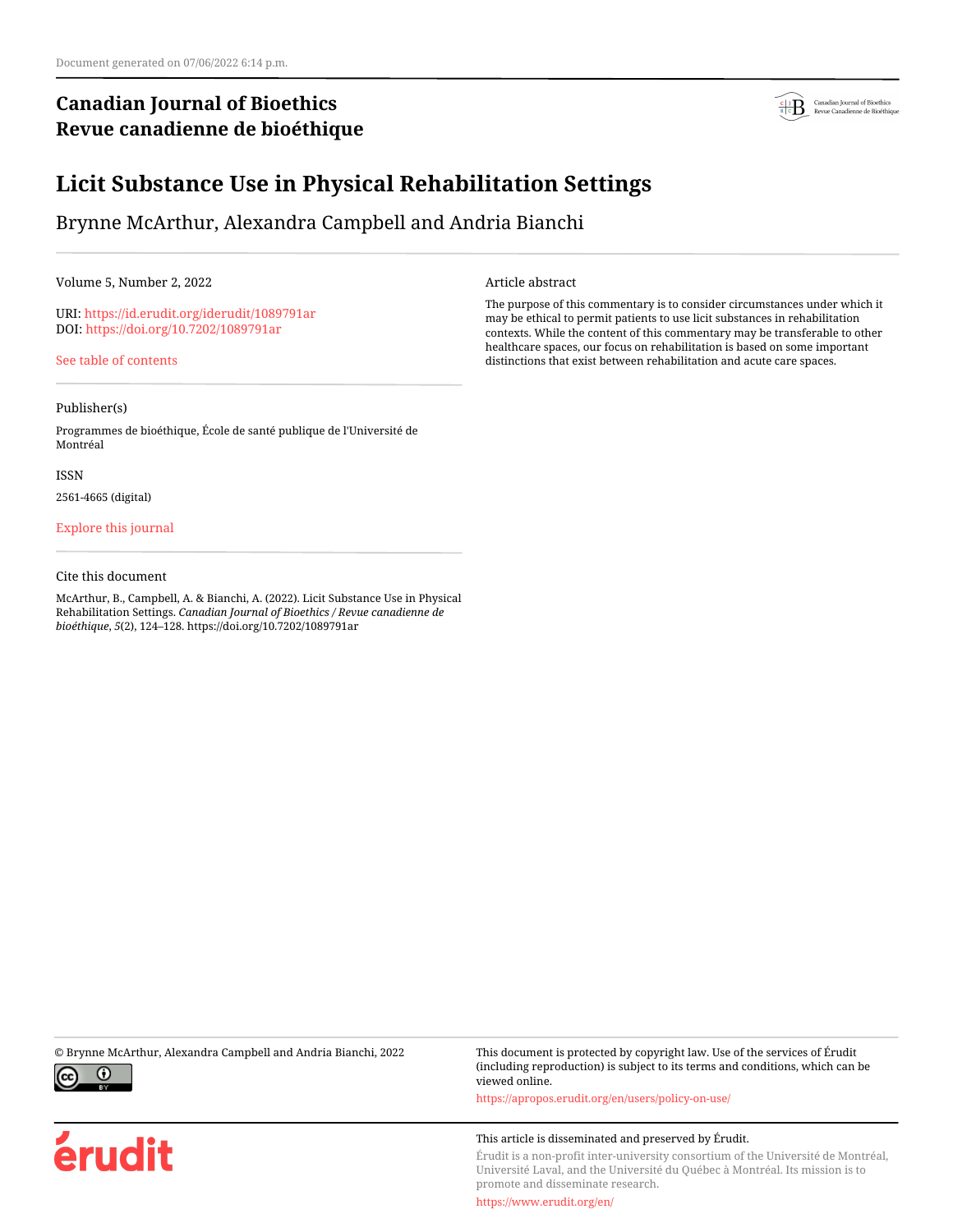Document generated on 07/06/2022 6:14 p.m.

# Canadian Journal of Bioethics
# Revue canadienne de bioéthique

# Licit Substance Use in Physical Rehabilitation Settings

Brynne McArthur, Alexandra Campbell and Andria Bianchi

Volume 5, Number 2, 2022

URI: https://id.erudit.org/iderudit/1089791ar
DOI: https://doi.org/10.7202/1089791ar

See table of contents

## Publisher(s)

Programmes de bioéthique, École de santé publique de l'Université de Montréal

## ISSN

2561-4665 (digital)

Explore this journal

## Cite this document

McArthur, B., Campbell, A. & Bianchi, A. (2022). Licit Substance Use in Physical Rehabilitation Settings. *Canadian Journal of Bioethics / Revue canadienne de bioéthique*, *5*(2), 124–128. https://doi.org/10.7202/1089791ar

## Article abstract

The purpose of this commentary is to consider circumstances under which it may be ethical to permit patients to use licit substances in rehabilitation contexts. While the content of this commentary may be transferable to other healthcare spaces, our focus on rehabilitation is based on some important distinctions that exist between rehabilitation and acute care spaces.

© Brynne McArthur, Alexandra Campbell and Andria Bianchi, 2022

This document is protected by copyright law. Use of the services of Érudit (including reproduction) is subject to its terms and conditions, which can be viewed online.

https://apropos.erudit.org/en/users/policy-on-use/

This article is disseminated and preserved by Érudit.

Érudit is a non-profit inter-university consortium of the Université de Montréal, Université Laval, and the Université du Québec à Montréal. Its mission is to promote and disseminate research.

https://www.erudit.org/en/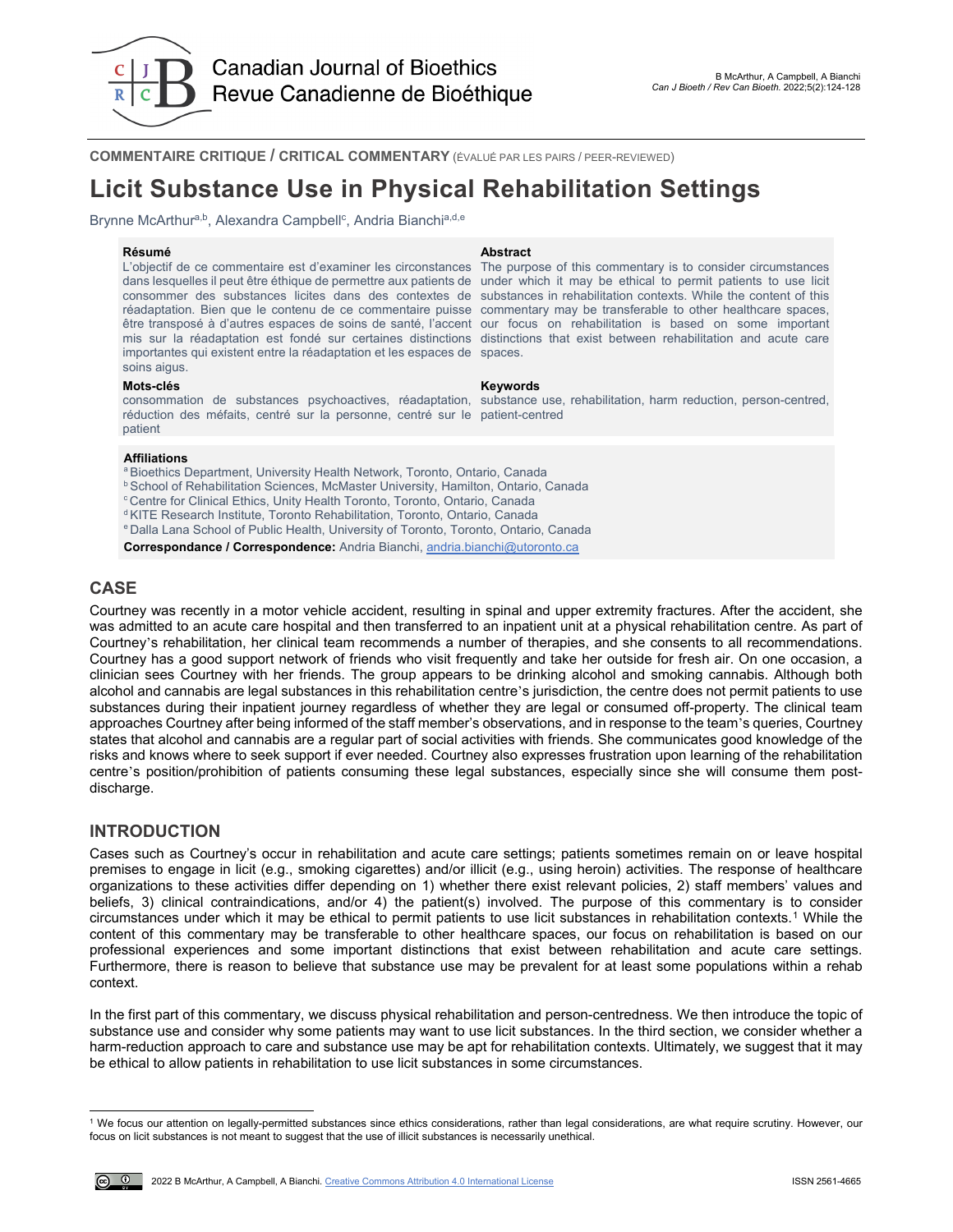COMMENTAIRE CRITIQUE / CRITICAL COMMENTARY (ÉVALUÉ PAR LES PAIRS / PEER-REVIEWED)

# Licit Substance Use in Physical Rehabilitation Settings

Brynne McArthur[a,b], Alexandra Campbell[c], Andria Bianchi[a,d,e]

**Résumé**

L'objectif de ce commentaire est d'examiner les circonstances dans lesquelles il peut être éthique de permettre aux patients de consommer des substances licites dans des contextes de réadaptation. Bien que le contenu de ce commentaire puisse être transposé à d'autres espaces de soins de santé, l'accent mis sur la réadaptation est fondé sur certaines distinctions importantes qui existent entre la réadaptation et les espaces de soins aigus.

**Mots-clés**

consommation de substances psychoactives, réadaptation, réduction des méfaits, centré sur la personne, centré sur le patient

**Abstract**

The purpose of this commentary is to consider circumstances under which it may be ethical to permit patients to use licit substances in rehabilitation contexts. While the content of this commentary may be transferable to other healthcare spaces, our focus on rehabilitation is based on some important distinctions that exist between rehabilitation and acute care spaces.

**Keywords**

substance use, rehabilitation, harm reduction, person-centred, patient-centred

**Affiliations**

[a] Bioethics Department, University Health Network, Toronto, Ontario, Canada
[b] School of Rehabilitation Sciences, McMaster University, Hamilton, Ontario, Canada
[c] Centre for Clinical Ethics, Unity Health Toronto, Toronto, Ontario, Canada
[d] KITE Research Institute, Toronto Rehabilitation, Toronto, Ontario, Canada
[e] Dalla Lana School of Public Health, University of Toronto, Toronto, Ontario, Canada

**Correspondance / Correspondence:** Andria Bianchi, andria.bianchi@utoronto.ca

## CASE

Courtney was recently in a motor vehicle accident, resulting in spinal and upper extremity fractures. After the accident, she was admitted to an acute care hospital and then transferred to an inpatient unit at a physical rehabilitation centre. As part of Courtney's rehabilitation, her clinical team recommends a number of therapies, and she consents to all recommendations. Courtney has a good support network of friends who visit frequently and take her outside for fresh air. On one occasion, a clinician sees Courtney with her friends. The group appears to be drinking alcohol and smoking cannabis. Although both alcohol and cannabis are legal substances in this rehabilitation centre's jurisdiction, the centre does not permit patients to use substances during their inpatient journey regardless of whether they are legal or consumed off-property. The clinical team approaches Courtney after being informed of the staff member's observations, and in response to the team's queries, Courtney states that alcohol and cannabis are a regular part of social activities with friends. She communicates good knowledge of the risks and knows where to seek support if ever needed. Courtney also expresses frustration upon learning of the rehabilitation centre's position/prohibition of patients consuming these legal substances, especially since she will consume them post-discharge.

## INTRODUCTION

Cases such as Courtney's occur in rehabilitation and acute care settings; patients sometimes remain on or leave hospital premises to engage in licit (e.g., smoking cigarettes) and/or illicit (e.g., using heroin) activities. The response of healthcare organizations to these activities differ depending on 1) whether there exist relevant policies, 2) staff members' values and beliefs, 3) clinical contraindications, and/or 4) the patient(s) involved. The purpose of this commentary is to consider circumstances under which it may be ethical to permit patients to use licit substances in rehabilitation contexts.[1] While the content of this commentary may be transferable to other healthcare spaces, our focus on rehabilitation is based on our professional experiences and some important distinctions that exist between rehabilitation and acute care settings. Furthermore, there is reason to believe that substance use may be prevalent for at least some populations within a rehab context.

In the first part of this commentary, we discuss physical rehabilitation and person-centredness. We then introduce the topic of substance use and consider why some patients may want to use licit substances. In the third section, we consider whether a harm-reduction approach to care and substance use may be apt for rehabilitation contexts. Ultimately, we suggest that it may be ethical to allow patients in rehabilitation to use licit substances in some circumstances.

[1] We focus our attention on legally-permitted substances since ethics considerations, rather than legal considerations, are what require scrutiny. However, our focus on licit substances is not meant to suggest that the use of illicit substances is necessarily unethical.

2022 B McArthur, A Campbell, A Bianchi. Creative Commons Attribution 4.0 International License

ISSN 2561-4665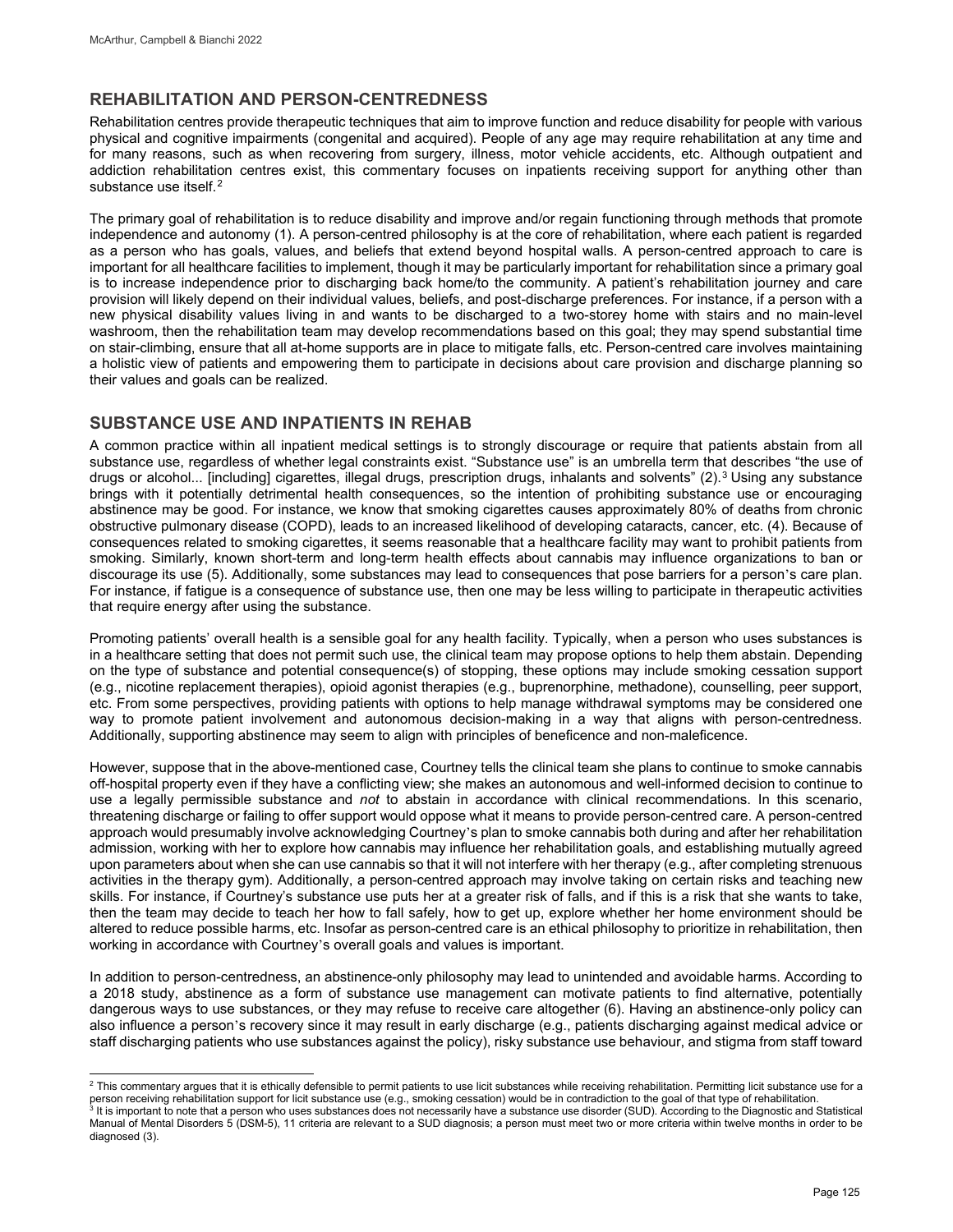## REHABILITATION AND PERSON-CENTREDNESS

Rehabilitation centres provide therapeutic techniques that aim to improve function and reduce disability for people with various physical and cognitive impairments (congenital and acquired). People of any age may require rehabilitation at any time and for many reasons, such as when recovering from surgery, illness, motor vehicle accidents, etc. Although outpatient and addiction rehabilitation centres exist, this commentary focuses on inpatients receiving support for anything other than substance use itself.[2]

The primary goal of rehabilitation is to reduce disability and improve and/or regain functioning through methods that promote independence and autonomy (1). A person-centred philosophy is at the core of rehabilitation, where each patient is regarded as a person who has goals, values, and beliefs that extend beyond hospital walls. A person-centred approach to care is important for all healthcare facilities to implement, though it may be particularly important for rehabilitation since a primary goal is to increase independence prior to discharging back home/to the community. A patient's rehabilitation journey and care provision will likely depend on their individual values, beliefs, and post-discharge preferences. For instance, if a person with a new physical disability values living in and wants to be discharged to a two-storey home with stairs and no main-level washroom, then the rehabilitation team may develop recommendations based on this goal; they may spend substantial time on stair-climbing, ensure that all at-home supports are in place to mitigate falls, etc. Person-centred care involves maintaining a holistic view of patients and empowering them to participate in decisions about care provision and discharge planning so their values and goals can be realized.

## SUBSTANCE USE AND INPATIENTS IN REHAB

A common practice within all inpatient medical settings is to strongly discourage or require that patients abstain from all substance use, regardless of whether legal constraints exist. "Substance use" is an umbrella term that describes "the use of drugs or alcohol... [including] cigarettes, illegal drugs, prescription drugs, inhalants and solvents" (2).[3] Using any substance brings with it potentially detrimental health consequences, so the intention of prohibiting substance use or encouraging abstinence may be good. For instance, we know that smoking cigarettes causes approximately 80% of deaths from chronic obstructive pulmonary disease (COPD), leads to an increased likelihood of developing cataracts, cancer, etc. (4). Because of consequences related to smoking cigarettes, it seems reasonable that a healthcare facility may want to prohibit patients from smoking. Similarly, known short-term and long-term health effects about cannabis may influence organizations to ban or discourage its use (5). Additionally, some substances may lead to consequences that pose barriers for a person's care plan. For instance, if fatigue is a consequence of substance use, then one may be less willing to participate in therapeutic activities that require energy after using the substance.

Promoting patients' overall health is a sensible goal for any health facility. Typically, when a person who uses substances is in a healthcare setting that does not permit such use, the clinical team may propose options to help them abstain. Depending on the type of substance and potential consequence(s) of stopping, these options may include smoking cessation support (e.g., nicotine replacement therapies), opioid agonist therapies (e.g., buprenorphine, methadone), counselling, peer support, etc. From some perspectives, providing patients with options to help manage withdrawal symptoms may be considered one way to promote patient involvement and autonomous decision-making in a way that aligns with person-centredness. Additionally, supporting abstinence may seem to align with principles of beneficence and non-maleficence.

However, suppose that in the above-mentioned case, Courtney tells the clinical team she plans to continue to smoke cannabis off-hospital property even if they have a conflicting view; she makes an autonomous and well-informed decision to continue to use a legally permissible substance and *not* to abstain in accordance with clinical recommendations. In this scenario, threatening discharge or failing to offer support would oppose what it means to provide person-centred care. A person-centred approach would presumably involve acknowledging Courtney's plan to smoke cannabis both during and after her rehabilitation admission, working with her to explore how cannabis may influence her rehabilitation goals, and establishing mutually agreed upon parameters about when she can use cannabis so that it will not interfere with her therapy (e.g., after completing strenuous activities in the therapy gym). Additionally, a person-centred approach may involve taking on certain risks and teaching new skills. For instance, if Courtney's substance use puts her at a greater risk of falls, and if this is a risk that she wants to take, then the team may decide to teach her how to fall safely, how to get up, explore whether her home environment should be altered to reduce possible harms, etc. Insofar as person-centred care is an ethical philosophy to prioritize in rehabilitation, then working in accordance with Courtney's overall goals and values is important.

In addition to person-centredness, an abstinence-only philosophy may lead to unintended and avoidable harms. According to a 2018 study, abstinence as a form of substance use management can motivate patients to find alternative, potentially dangerous ways to use substances, or they may refuse to receive care altogether (6). Having an abstinence-only policy can also influence a person's recovery since it may result in early discharge (e.g., patients discharging against medical advice or staff discharging patients who use substances against the policy), risky substance use behaviour, and stigma from staff toward

---

[2] This commentary argues that it is ethically defensible to permit patients to use licit substances while receiving rehabilitation. Permitting licit substance use for a person receiving rehabilitation support for licit substance use (e.g., smoking cessation) would be in contradiction to the goal of that type of rehabilitation.

[3] It is important to note that a person who uses substances does not necessarily have a substance use disorder (SUD). According to the Diagnostic and Statistical Manual of Mental Disorders 5 (DSM-5), 11 criteria are relevant to a SUD diagnosis; a person must meet two or more criteria within twelve months in order to be diagnosed (3).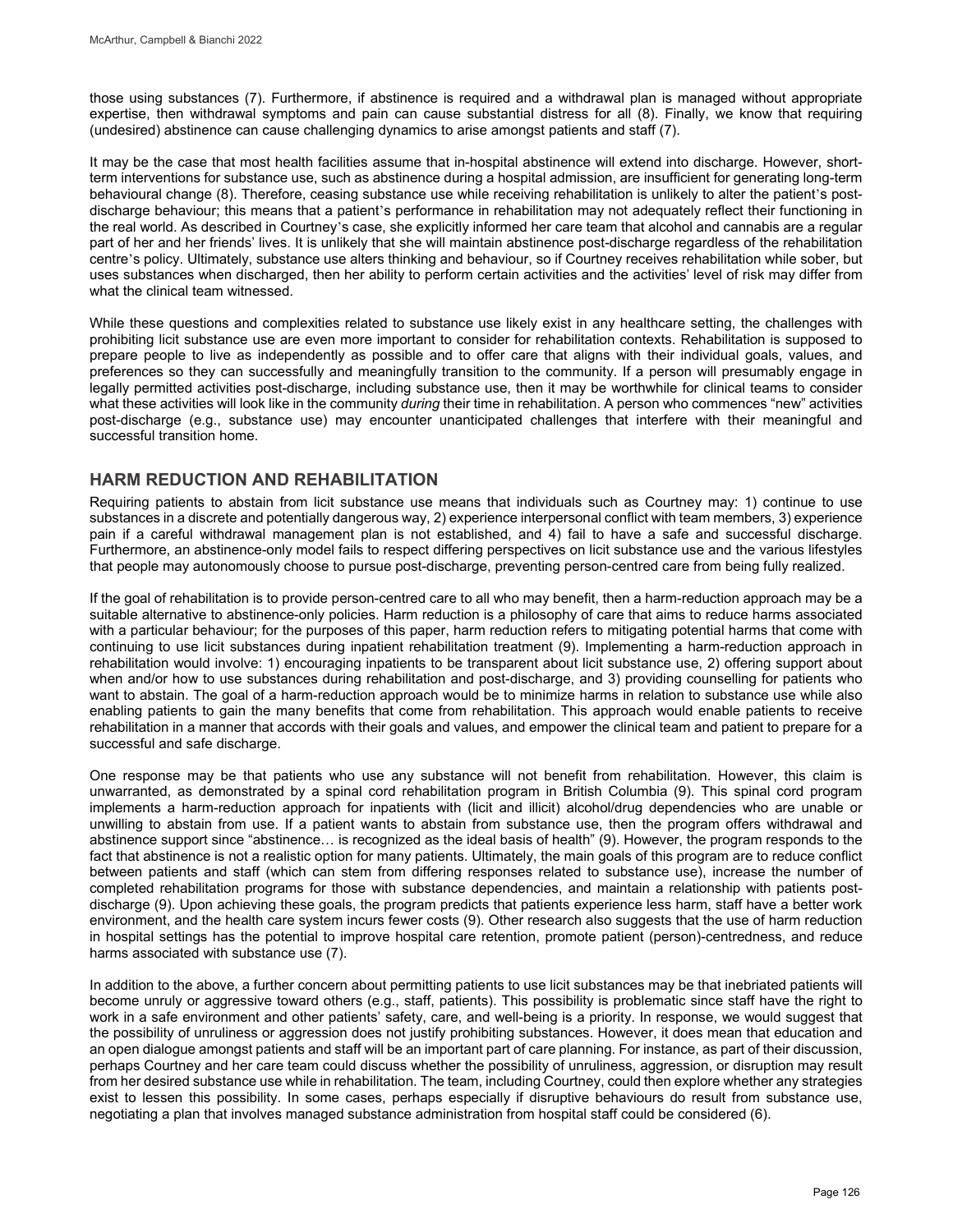those using substances (7). Furthermore, if abstinence is required and a withdrawal plan is managed without appropriate expertise, then withdrawal symptoms and pain can cause substantial distress for all (8). Finally, we know that requiring (undesired) abstinence can cause challenging dynamics to arise amongst patients and staff (7).

It may be the case that most health facilities assume that in-hospital abstinence will extend into discharge. However, short-term interventions for substance use, such as abstinence during a hospital admission, are insufficient for generating long-term behavioural change (8). Therefore, ceasing substance use while receiving rehabilitation is unlikely to alter the patient's post-discharge behaviour; this means that a patient's performance in rehabilitation may not adequately reflect their functioning in the real world. As described in Courtney's case, she explicitly informed her care team that alcohol and cannabis are a regular part of her and her friends' lives. It is unlikely that she will maintain abstinence post-discharge regardless of the rehabilitation centre's policy. Ultimately, substance use alters thinking and behaviour, so if Courtney receives rehabilitation while sober, but uses substances when discharged, then her ability to perform certain activities and the activities' level of risk may differ from what the clinical team witnessed.

While these questions and complexities related to substance use likely exist in any healthcare setting, the challenges with prohibiting licit substance use are even more important to consider for rehabilitation contexts. Rehabilitation is supposed to prepare people to live as independently as possible and to offer care that aligns with their individual goals, values, and preferences so they can successfully and meaningfully transition to the community. If a person will presumably engage in legally permitted activities post-discharge, including substance use, then it may be worthwhile for clinical teams to consider what these activities will look like in the community *during* their time in rehabilitation. A person who commences "new" activities post-discharge (e.g., substance use) may encounter unanticipated challenges that interfere with their meaningful and successful transition home.

## HARM REDUCTION AND REHABILITATION

Requiring patients to abstain from licit substance use means that individuals such as Courtney may: 1) continue to use substances in a discrete and potentially dangerous way, 2) experience interpersonal conflict with team members, 3) experience pain if a careful withdrawal management plan is not established, and 4) fail to have a safe and successful discharge. Furthermore, an abstinence-only model fails to respect differing perspectives on licit substance use and the various lifestyles that people may autonomously choose to pursue post-discharge, preventing person-centred care from being fully realized.

If the goal of rehabilitation is to provide person-centred care to all who may benefit, then a harm-reduction approach may be a suitable alternative to abstinence-only policies. Harm reduction is a philosophy of care that aims to reduce harms associated with a particular behaviour; for the purposes of this paper, harm reduction refers to mitigating potential harms that come with continuing to use licit substances during inpatient rehabilitation treatment (9). Implementing a harm-reduction approach in rehabilitation would involve: 1) encouraging inpatients to be transparent about licit substance use, 2) offering support about when and/or how to use substances during rehabilitation and post-discharge, and 3) providing counselling for patients who want to abstain. The goal of a harm-reduction approach would be to minimize harms in relation to substance use while also enabling patients to gain the many benefits that come from rehabilitation. This approach would enable patients to receive rehabilitation in a manner that accords with their goals and values, and empower the clinical team and patient to prepare for a successful and safe discharge.

One response may be that patients who use any substance will not benefit from rehabilitation. However, this claim is unwarranted, as demonstrated by a spinal cord rehabilitation program in British Columbia (9). This spinal cord program implements a harm-reduction approach for inpatients with (licit and illicit) alcohol/drug dependencies who are unable or unwilling to abstain from use. If a patient wants to abstain from substance use, then the program offers withdrawal and abstinence support since "abstinence… is recognized as the ideal basis of health" (9). However, the program responds to the fact that abstinence is not a realistic option for many patients. Ultimately, the main goals of this program are to reduce conflict between patients and staff (which can stem from differing responses related to substance use), increase the number of completed rehabilitation programs for those with substance dependencies, and maintain a relationship with patients post-discharge (9). Upon achieving these goals, the program predicts that patients experience less harm, staff have a better work environment, and the health care system incurs fewer costs (9). Other research also suggests that the use of harm reduction in hospital settings has the potential to improve hospital care retention, promote patient (person)-centredness, and reduce harms associated with substance use (7).

In addition to the above, a further concern about permitting patients to use licit substances may be that inebriated patients will become unruly or aggressive toward others (e.g., staff, patients). This possibility is problematic since staff have the right to work in a safe environment and other patients' safety, care, and well-being is a priority. In response, we would suggest that the possibility of unruliness or aggression does not justify prohibiting substances. However, it does mean that education and an open dialogue amongst patients and staff will be an important part of care planning. For instance, as part of their discussion, perhaps Courtney and her care team could discuss whether the possibility of unruliness, aggression, or disruption may result from her desired substance use while in rehabilitation. The team, including Courtney, could then explore whether any strategies exist to lessen this possibility. In some cases, perhaps especially if disruptive behaviours do result from substance use, negotiating a plan that involves managed substance administration from hospital staff could be considered (6).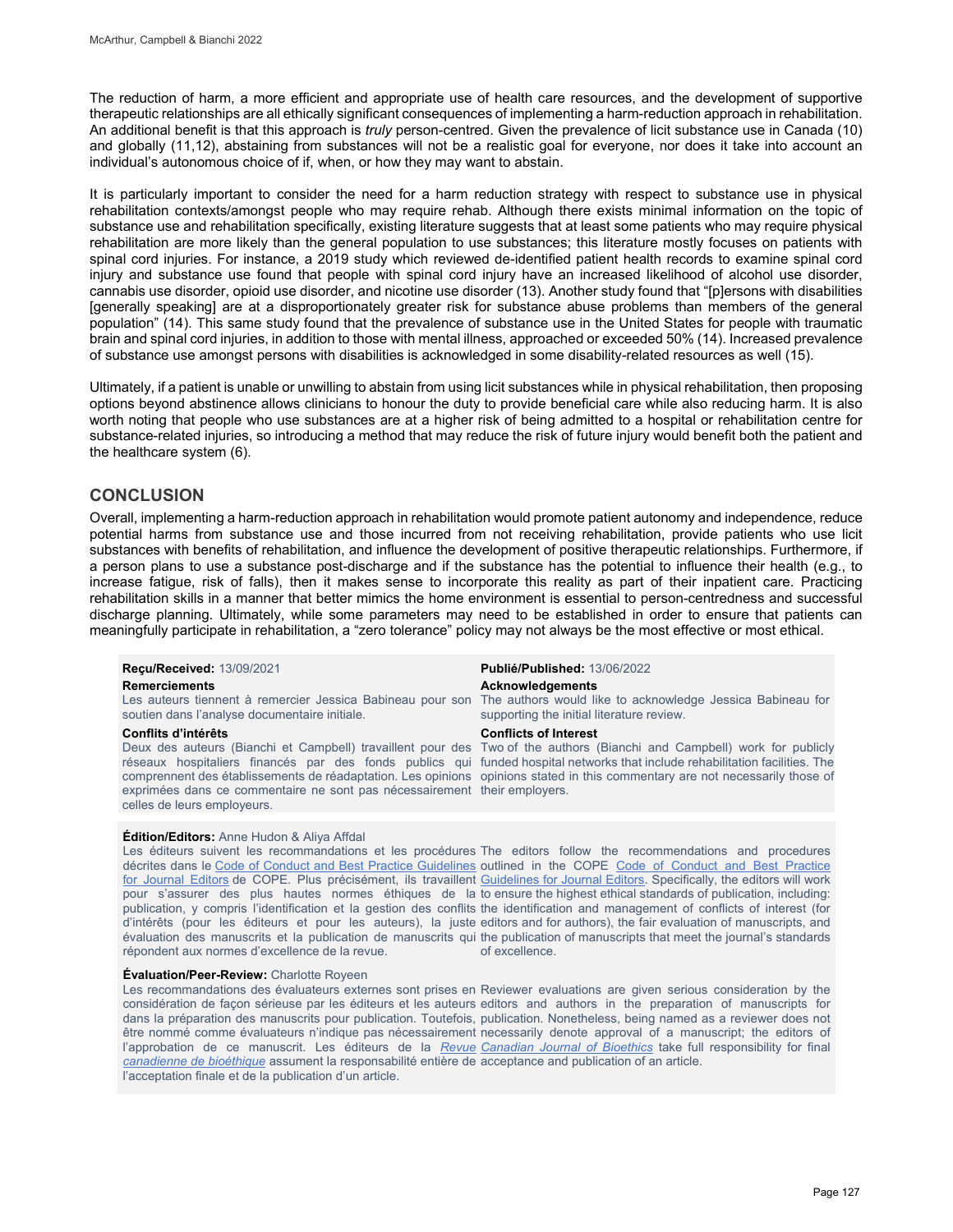The reduction of harm, a more efficient and appropriate use of health care resources, and the development of supportive therapeutic relationships are all ethically significant consequences of implementing a harm-reduction approach in rehabilitation. An additional benefit is that this approach is *truly* person-centred. Given the prevalence of licit substance use in Canada (10) and globally (11,12), abstaining from substances will not be a realistic goal for everyone, nor does it take into account an individual's autonomous choice of if, when, or how they may want to abstain.

It is particularly important to consider the need for a harm reduction strategy with respect to substance use in physical rehabilitation contexts/amongst people who may require rehab. Although there exists minimal information on the topic of substance use and rehabilitation specifically, existing literature suggests that at least some patients who may require physical rehabilitation are more likely than the general population to use substances; this literature mostly focuses on patients with spinal cord injuries. For instance, a 2019 study which reviewed de-identified patient health records to examine spinal cord injury and substance use found that people with spinal cord injury have an increased likelihood of alcohol use disorder, cannabis use disorder, opioid use disorder, and nicotine use disorder (13). Another study found that "[p]ersons with disabilities [generally speaking] are at a disproportionately greater risk for substance abuse problems than members of the general population" (14). This same study found that the prevalence of substance use in the United States for people with traumatic brain and spinal cord injuries, in addition to those with mental illness, approached or exceeded 50% (14). Increased prevalence of substance use amongst persons with disabilities is acknowledged in some disability-related resources as well (15).

Ultimately, if a patient is unable or unwilling to abstain from using licit substances while in physical rehabilitation, then proposing options beyond abstinence allows clinicians to honour the duty to provide beneficial care while also reducing harm. It is also worth noting that people who use substances are at a higher risk of being admitted to a hospital or rehabilitation centre for substance-related injuries, so introducing a method that may reduce the risk of future injury would benefit both the patient and the healthcare system (6).

## CONCLUSION

Overall, implementing a harm-reduction approach in rehabilitation would promote patient autonomy and independence, reduce potential harms from substance use and those incurred from not receiving rehabilitation, provide patients who use licit substances with benefits of rehabilitation, and influence the development of positive therapeutic relationships. Furthermore, if a person plans to use a substance post-discharge and if the substance has the potential to influence their health (e.g., to increase fatigue, risk of falls), then it makes sense to incorporate this reality as part of their inpatient care. Practicing rehabilitation skills in a manner that better mimics the home environment is essential to person-centredness and successful discharge planning. Ultimately, while some parameters may need to be established in order to ensure that patients can meaningfully participate in rehabilitation, a "zero tolerance" policy may not always be the most effective or most ethical.

**Reçu/Received:** 13/09/2021

**Remerciements**

Les auteurs tiennent à remercier Jessica Babineau pour son soutien dans l'analyse documentaire initiale.

**Conflits d'intérêts**

Deux des auteurs (Bianchi et Campbell) travaillent pour des réseaux hospitaliers financés par des fonds publics qui comprennent des établissements de réadaptation. Les opinions exprimées dans ce commentaire ne sont pas nécessairement celles de leurs employeurs.

**Publié/Published:** 13/06/2022

**Acknowledgements**

The authors would like to acknowledge Jessica Babineau for supporting the initial literature review.

**Conflicts of Interest**

Two of the authors (Bianchi and Campbell) work for publicly funded hospital networks that include rehabilitation facilities. The opinions stated in this commentary are not necessarily those of their employers.

**Édition/Editors:** Anne Hudon & Aliya Affdal

Les éditeurs suivent les recommandations et les procédures décrites dans le Code of Conduct and Best Practice Guidelines for Journal Editors de COPE. Plus précisément, ils travaillent pour s'assurer des plus hautes normes éthiques de la publication, y compris l'identification et la gestion des conflits d'intérêts (pour les éditeurs et pour les auteurs), la juste évaluation des manuscrits et la publication de manuscrits qui répondent aux normes d'excellence de la revue.

The editors follow the recommendations and procedures outlined in the COPE Code of Conduct and Best Practice Guidelines for Journal Editors. Specifically, the editors will work to ensure the highest ethical standards of publication, including: the identification and management of conflicts of interest (for editors and for authors), the fair evaluation of manuscripts, and the publication of manuscripts that meet the journal's standards of excellence.

**Évaluation/Peer-Review:** Charlotte Royeen

Les recommandations des évaluateurs externes sont prises en considération de façon sérieuse par les éditeurs et les auteurs dans la préparation des manuscrits pour publication. Toutefois, être nommé comme évaluateurs n'indique pas nécessairement l'approbation de ce manuscrit. Les éditeurs de la *Revue canadienne de bioéthique* assument la responsabilité entière de l'acceptation finale et de la publication d'un article.

Reviewer evaluations are given serious consideration by the editors and authors in the preparation of manuscripts for publication. Nonetheless, being named as a reviewer does not necessarily denote approval of a manuscript; the editors of *Canadian Journal of Bioethics* take full responsibility for final acceptance and publication of an article.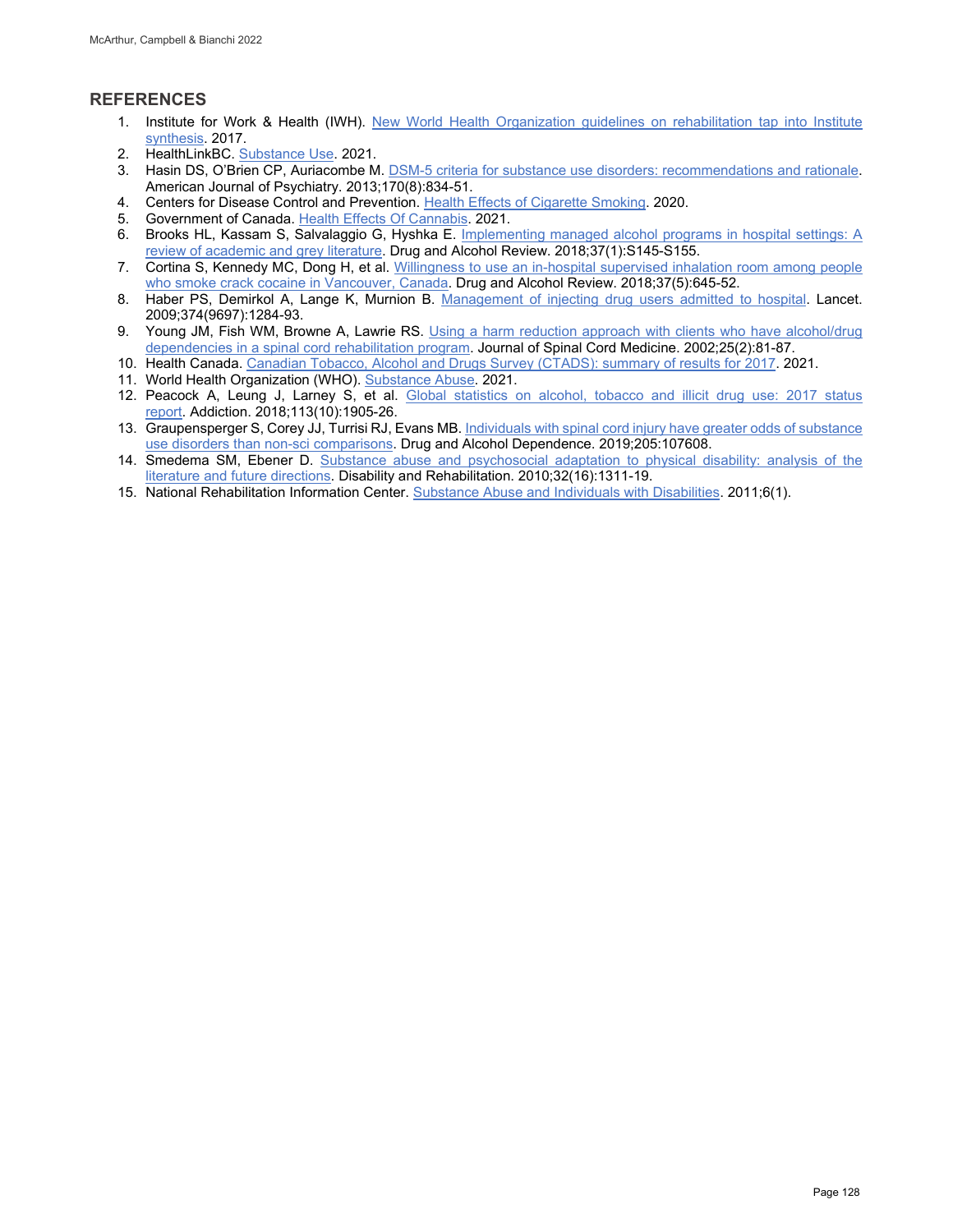## REFERENCES

1. Institute for Work & Health (IWH). New World Health Organization guidelines on rehabilitation tap into Institute synthesis. 2017.
2. HealthLinkBC. Substance Use. 2021.
3. Hasin DS, O'Brien CP, Auriacombe M. DSM-5 criteria for substance use disorders: recommendations and rationale. American Journal of Psychiatry. 2013;170(8):834-51.
4. Centers for Disease Control and Prevention. Health Effects of Cigarette Smoking. 2020.
5. Government of Canada. Health Effects Of Cannabis. 2021.
6. Brooks HL, Kassam S, Salvalaggio G, Hyshka E. Implementing managed alcohol programs in hospital settings: A review of academic and grey literature. Drug and Alcohol Review. 2018;37(1):S145-S155.
7. Cortina S, Kennedy MC, Dong H, et al. Willingness to use an in-hospital supervised inhalation room among people who smoke crack cocaine in Vancouver, Canada. Drug and Alcohol Review. 2018;37(5):645-52.
8. Haber PS, Demirkol A, Lange K, Murnion B. Management of injecting drug users admitted to hospital. Lancet. 2009;374(9697):1284-93.
9. Young JM, Fish WM, Browne A, Lawrie RS. Using a harm reduction approach with clients who have alcohol/drug dependencies in a spinal cord rehabilitation program. Journal of Spinal Cord Medicine. 2002;25(2):81-87.
10. Health Canada. Canadian Tobacco, Alcohol and Drugs Survey (CTADS): summary of results for 2017. 2021.
11. World Health Organization (WHO). Substance Abuse. 2021.
12. Peacock A, Leung J, Larney S, et al. Global statistics on alcohol, tobacco and illicit drug use: 2017 status report. Addiction. 2018;113(10):1905-26.
13. Graupensperger S, Corey JJ, Turrisi RJ, Evans MB. Individuals with spinal cord injury have greater odds of substance use disorders than non-sci comparisons. Drug and Alcohol Dependence. 2019;205:107608.
14. Smedema SM, Ebener D. Substance abuse and psychosocial adaptation to physical disability: analysis of the literature and future directions. Disability and Rehabilitation. 2010;32(16):1311-19.
15. National Rehabilitation Information Center. Substance Abuse and Individuals with Disabilities. 2011;6(1).